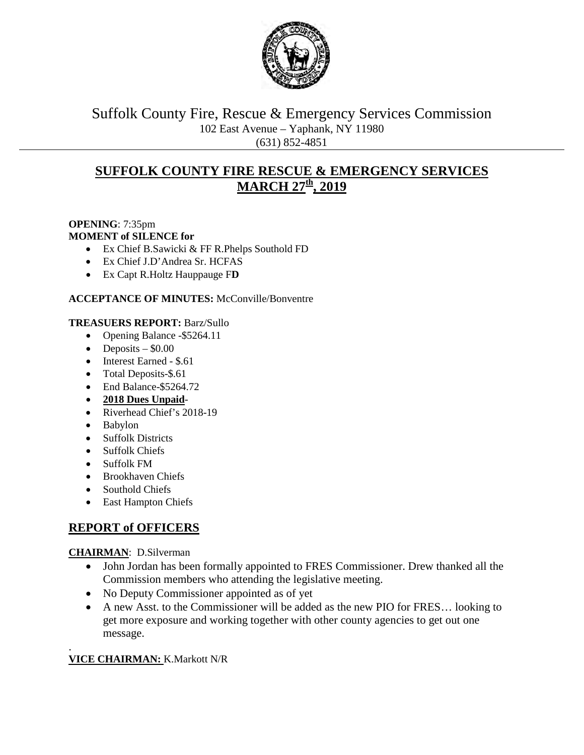# Suffolk County Fire, Rescue & Emergency Services Commission

102 East Avenue – Yaphank, NY 11980

(631) 852-4851

## SUFFOLK COUNTY FIRE RESCUE & EMERGENCY SERVICES MARCH 27th, 2019

**OPENING**: 7:35pm

**MOMENT of SILENCE for**

- Ex Chief B.Sawicki & FF R.Phelps Southold FD
- Ex Chief J.D'Andrea Sr. HCFAS
- Ex Capt R.Holtz Hauppauge F**D**

**ACCEPTANCE OF MINUTES:** McConville/Bonventre

**TREASUERS REPORT:** Barz/Sullo

- Opening Balance -$5264.11
- Deposits – $0.00
- Interest Earned - $.61
- Total Deposits-$.61
- End Balance-$5264.72
- **2018 Dues Unpaid**-
- Riverhead Chief's 2018-19
- Babylon
- Suffolk Districts
- Suffolk Chiefs
- Suffolk FM
- Brookhaven Chiefs
- Southold Chiefs
- East Hampton Chiefs

## REPORT of OFFICERS

**CHAIRMAN**: D.Silverman

- John Jordan has been formally appointed to FRES Commissioner. Drew thanked all the Commission members who attending the legislative meeting.
- No Deputy Commissioner appointed as of yet
- A new Asst. to the Commissioner will be added as the new PIO for FRES… looking to get more exposure and working together with other county agencies to get out one message.

.

**VICE CHAIRMAN:** K.Markott N/R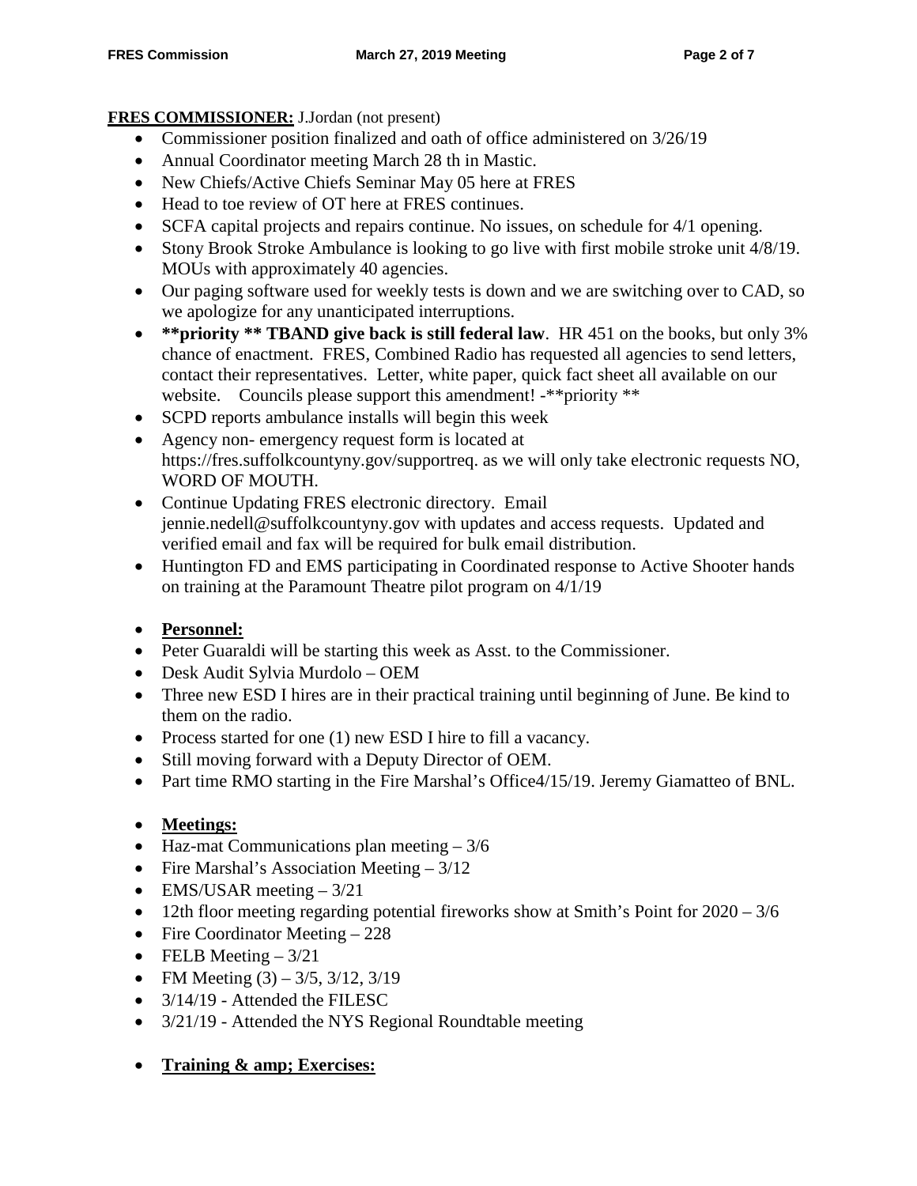**FRES COMMISSIONER:** J.Jordan (not present)

- Commissioner position finalized and oath of office administered on 3/26/19
- Annual Coordinator meeting March 28 th in Mastic.
- New Chiefs/Active Chiefs Seminar May 05 here at FRES
- Head to toe review of OT here at FRES continues.
- SCFA capital projects and repairs continue. No issues, on schedule for 4/1 opening.
- Stony Brook Stroke Ambulance is looking to go live with first mobile stroke unit 4/8/19. MOUs with approximately 40 agencies.
- Our paging software used for weekly tests is down and we are switching over to CAD, so we apologize for any unanticipated interruptions.
- **\*\*priority \*\* TBAND give back is still federal law**. HR 451 on the books, but only 3% chance of enactment. FRES, Combined Radio has requested all agencies to send letters, contact their representatives. Letter, white paper, quick fact sheet all available on our website. Councils please support this amendment! -\*\*priority \*\*
- SCPD reports ambulance installs will begin this week
- Agency non- emergency request form is located at https://fres.suffolkcountyny.gov/supportreq. as we will only take electronic requests NO, WORD OF MOUTH.
- Continue Updating FRES electronic directory. Email jennie.nedell@suffolkcountyny.gov with updates and access requests. Updated and verified email and fax will be required for bulk email distribution.
- Huntington FD and EMS participating in Coordinated response to Active Shooter hands on training at the Paramount Theatre pilot program on 4/1/19

- **Personnel:**
- Peter Guaraldi will be starting this week as Asst. to the Commissioner.
- Desk Audit Sylvia Murdolo – OEM
- Three new ESD I hires are in their practical training until beginning of June. Be kind to them on the radio.
- Process started for one (1) new ESD I hire to fill a vacancy.
- Still moving forward with a Deputy Director of OEM.
- Part time RMO starting in the Fire Marshal's Office4/15/19. Jeremy Giamatteo of BNL.

- **Meetings:**
- Haz-mat Communications plan meeting – 3/6
- Fire Marshal's Association Meeting – 3/12
- EMS/USAR meeting – 3/21
- 12th floor meeting regarding potential fireworks show at Smith's Point for 2020 – 3/6
- Fire Coordinator Meeting – 228
- FELB Meeting – 3/21
- FM Meeting (3) – 3/5, 3/12, 3/19
- 3/14/19 - Attended the FILESC
- 3/21/19 - Attended the NYS Regional Roundtable meeting

- **Training & amp; Exercises:**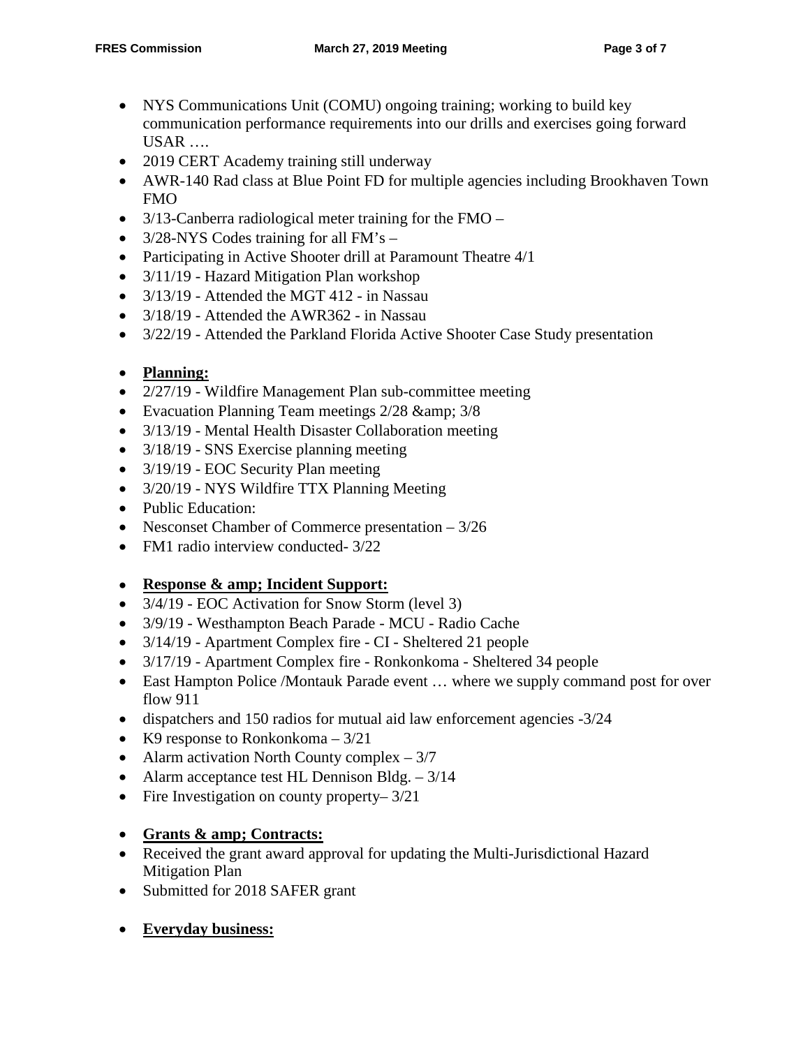- NYS Communications Unit (COMU) ongoing training; working to build key communication performance requirements into our drills and exercises going forward USAR ….
- 2019 CERT Academy training still underway
- AWR-140 Rad class at Blue Point FD for multiple agencies including Brookhaven Town FMO
- 3/13-Canberra radiological meter training for the FMO –
- 3/28-NYS Codes training for all FM's –
- Participating in Active Shooter drill at Paramount Theatre 4/1
- 3/11/19 - Hazard Mitigation Plan workshop
- 3/13/19 - Attended the MGT 412 - in Nassau
- 3/18/19 - Attended the AWR362 - in Nassau
- 3/22/19 - Attended the Parkland Florida Active Shooter Case Study presentation

- **Planning:**
- 2/27/19 - Wildfire Management Plan sub-committee meeting
- Evacuation Planning Team meetings 2/28 &amp; 3/8
- 3/13/19 - Mental Health Disaster Collaboration meeting
- 3/18/19 - SNS Exercise planning meeting
- 3/19/19 - EOC Security Plan meeting
- 3/20/19 - NYS Wildfire TTX Planning Meeting
- Public Education:
- Nesconset Chamber of Commerce presentation – 3/26
- FM1 radio interview conducted- 3/22

- **Response & amp; Incident Support:**
- 3/4/19 - EOC Activation for Snow Storm (level 3)
- 3/9/19 - Westhampton Beach Parade - MCU - Radio Cache
- 3/14/19 - Apartment Complex fire - CI - Sheltered 21 people
- 3/17/19 - Apartment Complex fire - Ronkonkoma - Sheltered 34 people
- East Hampton Police /Montauk Parade event … where we supply command post for over flow 911
- dispatchers and 150 radios for mutual aid law enforcement agencies -3/24
- K9 response to Ronkonkoma – 3/21
- Alarm activation North County complex – 3/7
- Alarm acceptance test HL Dennison Bldg. – 3/14
- Fire Investigation on county property– 3/21

- **Grants & amp; Contracts:**
- Received the grant award approval for updating the Multi-Jurisdictional Hazard Mitigation Plan
- Submitted for 2018 SAFER grant

- **Everyday business:**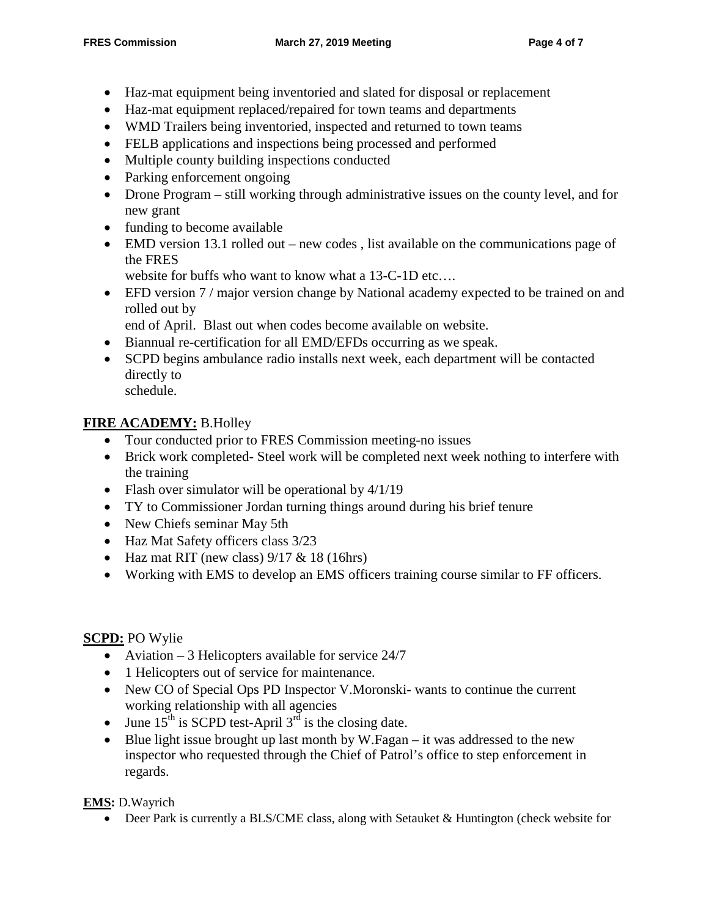- Haz-mat equipment being inventoried and slated for disposal or replacement
- Haz-mat equipment replaced/repaired for town teams and departments
- WMD Trailers being inventoried, inspected and returned to town teams
- FELB applications and inspections being processed and performed
- Multiple county building inspections conducted
- Parking enforcement ongoing
- Drone Program – still working through administrative issues on the county level, and for new grant
- funding to become available
- EMD version 13.1 rolled out – new codes , list available on the communications page of the FRES website for buffs who want to know what a 13-C-1D etc….
- EFD version 7 / major version change by National academy expected to be trained on and rolled out by end of April. Blast out when codes become available on website.
- Biannual re-certification for all EMD/EFDs occurring as we speak.
- SCPD begins ambulance radio installs next week, each department will be contacted directly to schedule.

**FIRE ACADEMY:** B.Holley

- Tour conducted prior to FRES Commission meeting-no issues
- Brick work completed- Steel work will be completed next week nothing to interfere with the training
- Flash over simulator will be operational by 4/1/19
- TY to Commissioner Jordan turning things around during his brief tenure
- New Chiefs seminar May 5th
- Haz Mat Safety officers class 3/23
- Haz mat RIT (new class) 9/17 & 18 (16hrs)
- Working with EMS to develop an EMS officers training course similar to FF officers.

**SCPD:** PO Wylie

- Aviation – 3 Helicopters available for service 24/7
- 1 Helicopters out of service for maintenance.
- New CO of Special Ops PD Inspector V.Moronski- wants to continue the current working relationship with all agencies
- June 15th is SCPD test-April 3rd is the closing date.
- Blue light issue brought up last month by W.Fagan – it was addressed to the new inspector who requested through the Chief of Patrol's office to step enforcement in regards.

**EMS:** D.Wayrich

- Deer Park is currently a BLS/CME class, along with Setauket & Huntington (check website for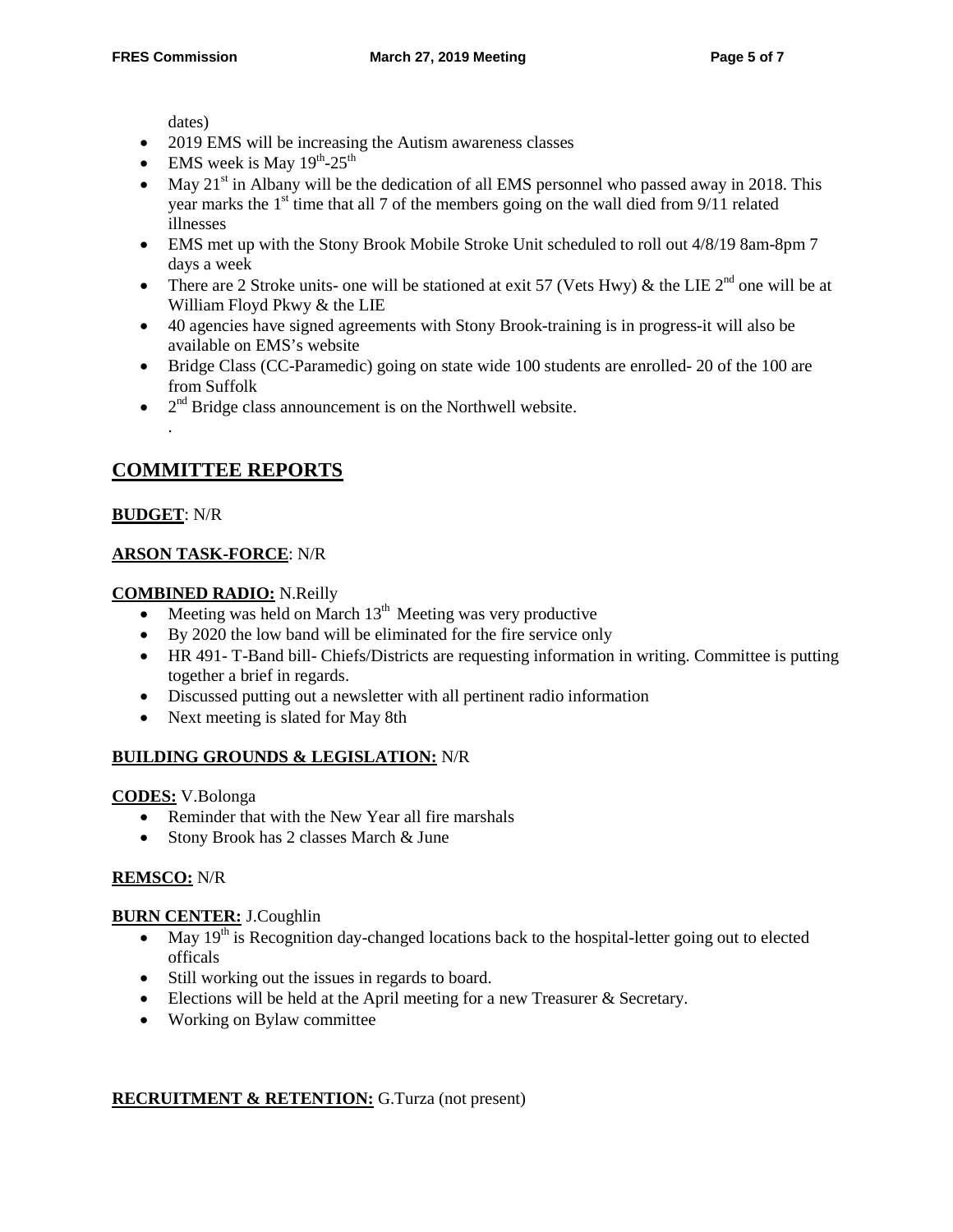dates)

- 2019 EMS will be increasing the Autism awareness classes
- EMS week is May 19th-25th
- May 21st in Albany will be the dedication of all EMS personnel who passed away in 2018. This year marks the 1st time that all 7 of the members going on the wall died from 9/11 related illnesses
- EMS met up with the Stony Brook Mobile Stroke Unit scheduled to roll out 4/8/19 8am-8pm 7 days a week
- There are 2 Stroke units- one will be stationed at exit 57 (Vets Hwy) & the LIE 2nd one will be at William Floyd Pkwy & the LIE
- 40 agencies have signed agreements with Stony Brook-training is in progress-it will also be available on EMS's website
- Bridge Class (CC-Paramedic) going on state wide 100 students are enrolled- 20 of the 100 are from Suffolk
- 2nd Bridge class announcement is on the Northwell website.

.

## COMMITTEE REPORTS

**BUDGET**: N/R

**ARSON TASK-FORCE**: N/R

**COMBINED RADIO:** N.Reilly

- Meeting was held on March 13th Meeting was very productive
- By 2020 the low band will be eliminated for the fire service only
- HR 491- T-Band bill- Chiefs/Districts are requesting information in writing. Committee is putting together a brief in regards.
- Discussed putting out a newsletter with all pertinent radio information
- Next meeting is slated for May 8th

**BUILDING GROUNDS & LEGISLATION:** N/R

**CODES:** V.Bolonga

- Reminder that with the New Year all fire marshals
- Stony Brook has 2 classes March & June

**REMSCO:** N/R

**BURN CENTER:** J.Coughlin

- May 19th is Recognition day-changed locations back to the hospital-letter going out to elected officals
- Still working out the issues in regards to board.
- Elections will be held at the April meeting for a new Treasurer & Secretary.
- Working on Bylaw committee

**RECRUITMENT & RETENTION:** G.Turza (not present)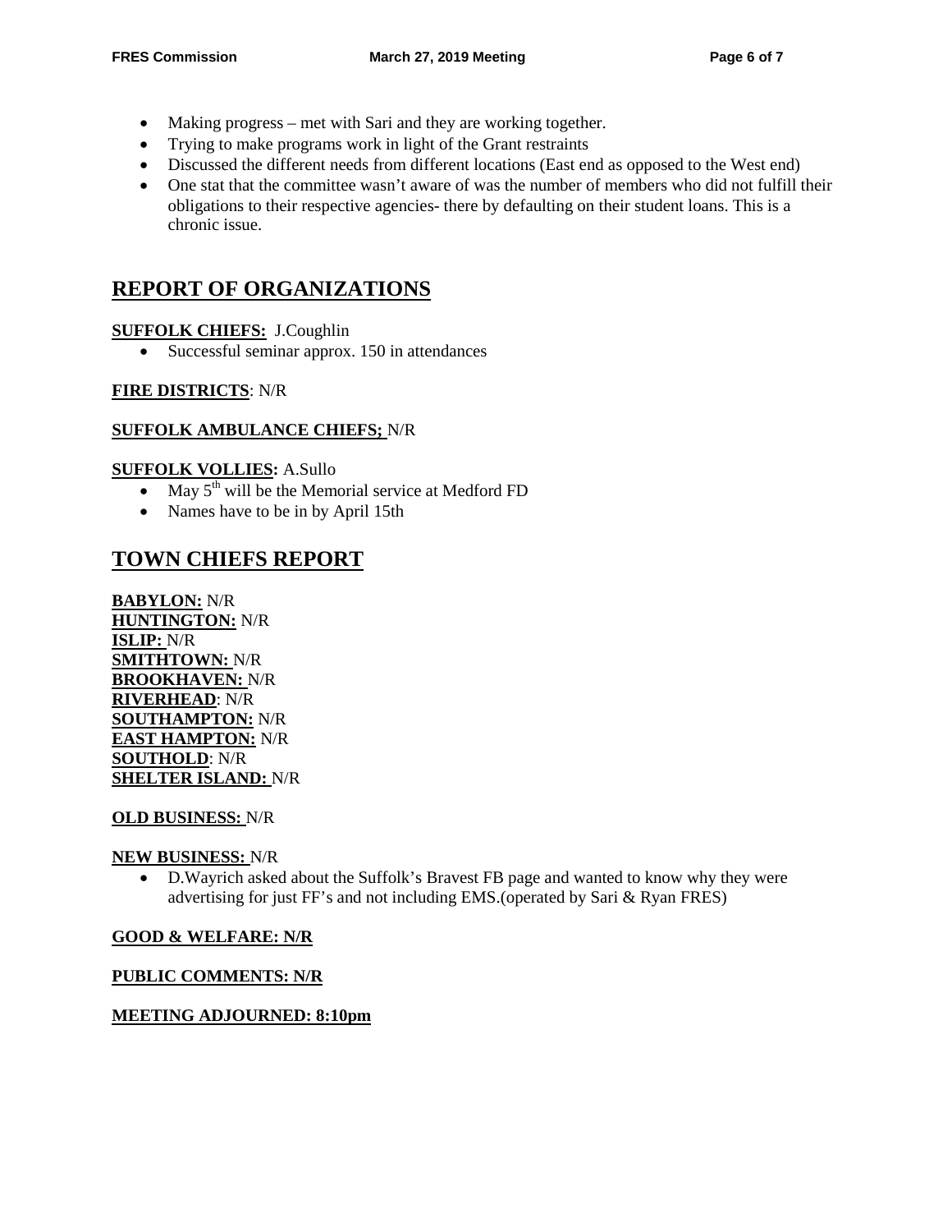- Making progress – met with Sari and they are working together.
- Trying to make programs work in light of the Grant restraints
- Discussed the different needs from different locations (East end as opposed to the West end)
- One stat that the committee wasn't aware of was the number of members who did not fulfill their obligations to their respective agencies- there by defaulting on their student loans. This is a chronic issue.

## REPORT OF ORGANIZATIONS

**SUFFOLK CHIEFS:** J.Coughlin

- Successful seminar approx. 150 in attendances

**FIRE DISTRICTS**: N/R

**SUFFOLK AMBULANCE CHIEFS;** N/R

**SUFFOLK VOLLIES:** A.Sullo

- May 5th will be the Memorial service at Medford FD
- Names have to be in by April 15th

## TOWN CHIEFS REPORT

**BABYLON:** N/R
**HUNTINGTON:** N/R
**ISLIP:** N/R
**SMITHTOWN:** N/R
**BROOKHAVEN:** N/R
**RIVERHEAD**: N/R
**SOUTHAMPTON:** N/R
**EAST HAMPTON:** N/R
**SOUTHOLD**: N/R
**SHELTER ISLAND:** N/R

**OLD BUSINESS:** N/R

**NEW BUSINESS:** N/R

- D.Wayrich asked about the Suffolk's Bravest FB page and wanted to know why they were advertising for just FF's and not including EMS.(operated by Sari & Ryan FRES)

**GOOD & WELFARE: N/R**

**PUBLIC COMMENTS: N/R**

**MEETING ADJOURNED: 8:10pm**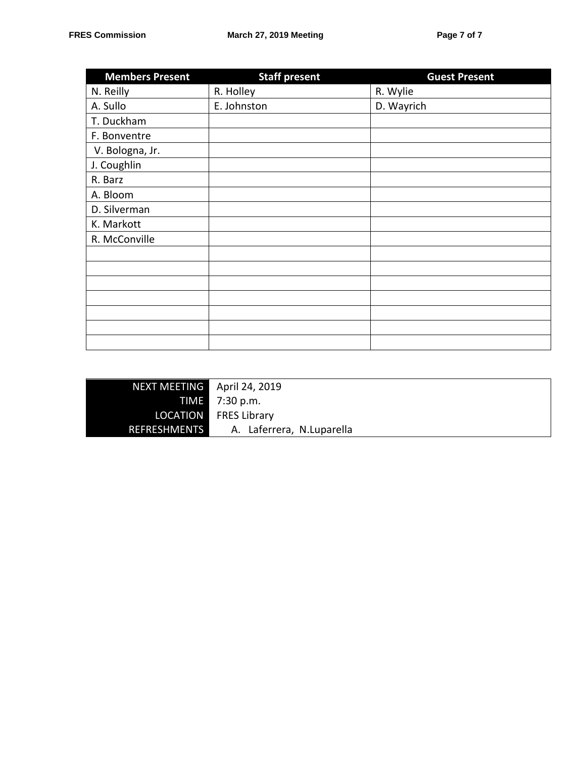| Members Present | Staff present | Guest Present |
| --- | --- | --- |
| N. Reilly | R. Holley | R. Wylie |
| A. Sullo | E. Johnston | D. Wayrich |
| T. Duckham | | |
| F. Bonventre | | |
| V. Bologna, Jr. | | |
| J. Coughlin | | |
| R. Barz | | |
| A. Bloom | | |
| D. Silverman | | |
| K. Markott | | |
| R. McConville | | |
| | | |
| | | |
| | | |
| | | |
| | | |
| | | |
| | | |

| | |
| --- | --- |
| NEXT MEETING | April 24, 2019 |
| TIME | 7:30 p.m. |
| LOCATION | FRES Library |
| REFRESHMENTS | A. Laferrera, N.Luparella |